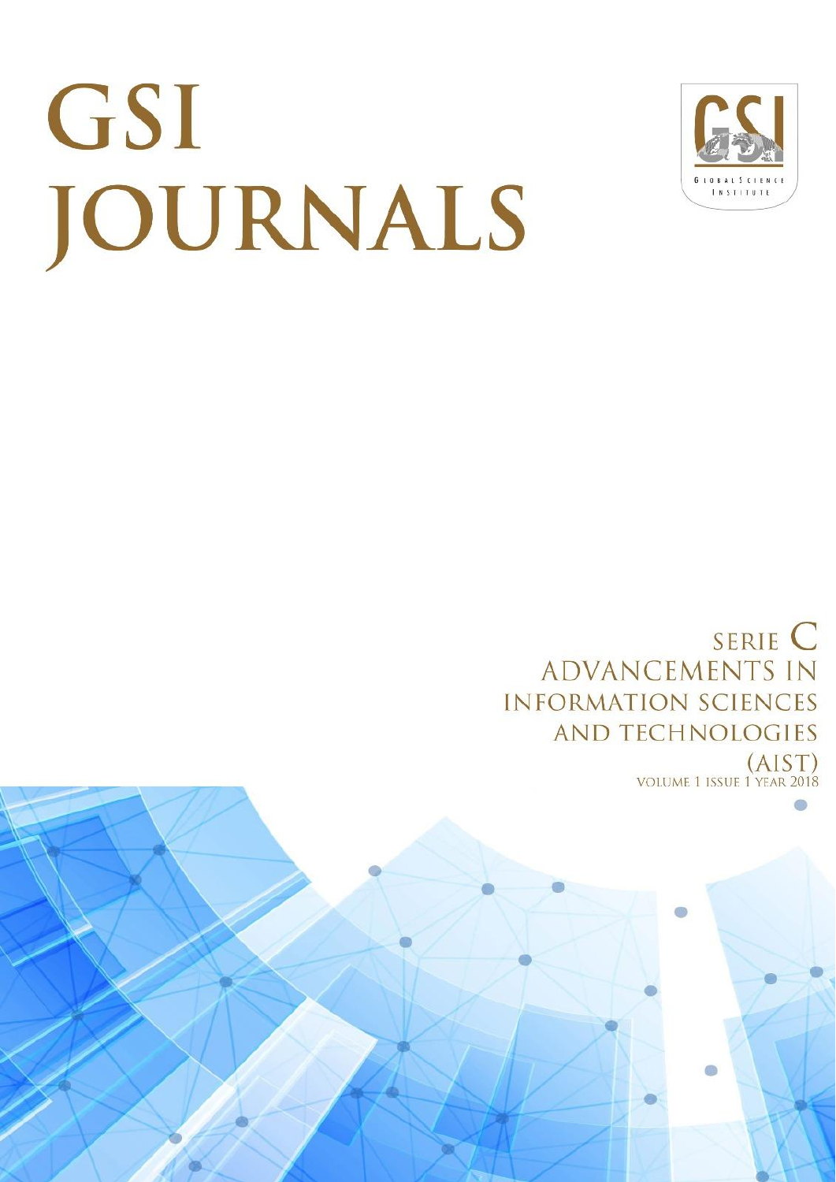# GSI JOURNALS

GLOBAL SCIENCE INSTITUTE

SERIE C
ADVANCEMENTS IN INFORMATION SCIENCES AND TECHNOLOGIES
(AIST)
VOLUME 1 ISSUE 1 YEAR 2018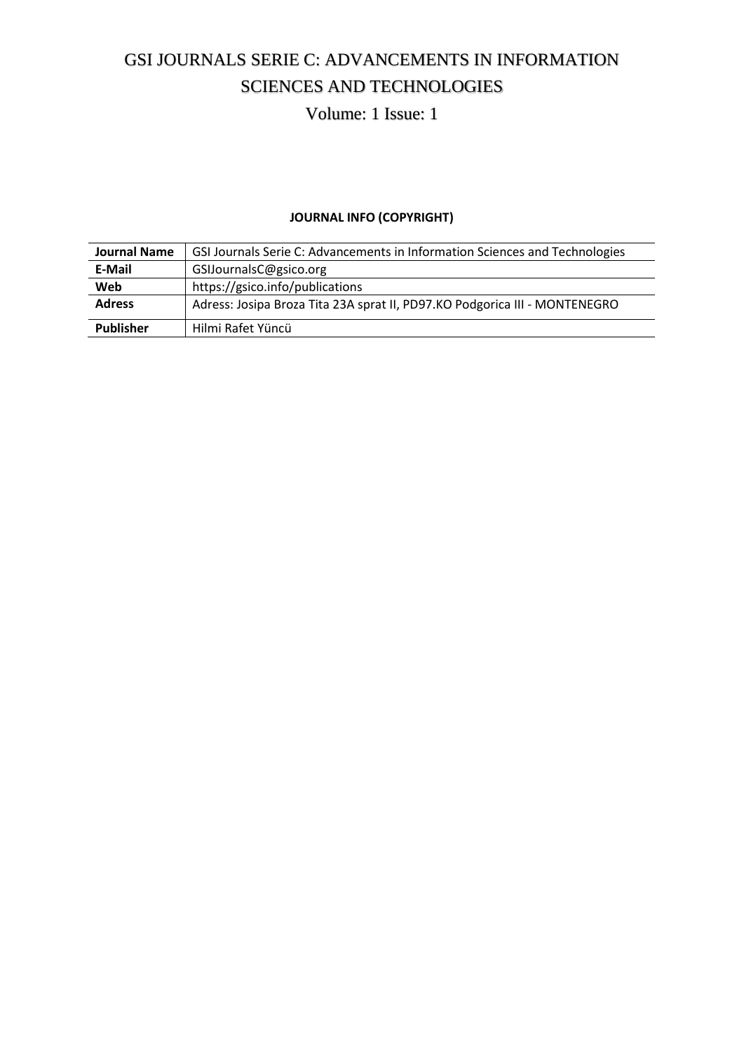# GSI JOURNALS SERIE C: ADVANCEMENTS IN INFORMATION SCIENCES AND TECHNOLOGIES

## Volume: 1 Issue: 1

**JOURNAL INFO (COPYRIGHT)**

| | |
|---|---|
| **Journal Name** | GSI Journals Serie C: Advancements in Information Sciences and Technologies |
| **E-Mail** | GSIJournalsC@gsico.org |
| **Web** | https://gsico.info/publications |
| **Adress** | Adress: Josipa Broza Tita 23A sprat II, PD97.KO Podgorica III - MONTENEGRO |
| **Publisher** | Hilmi Rafet Yüncü |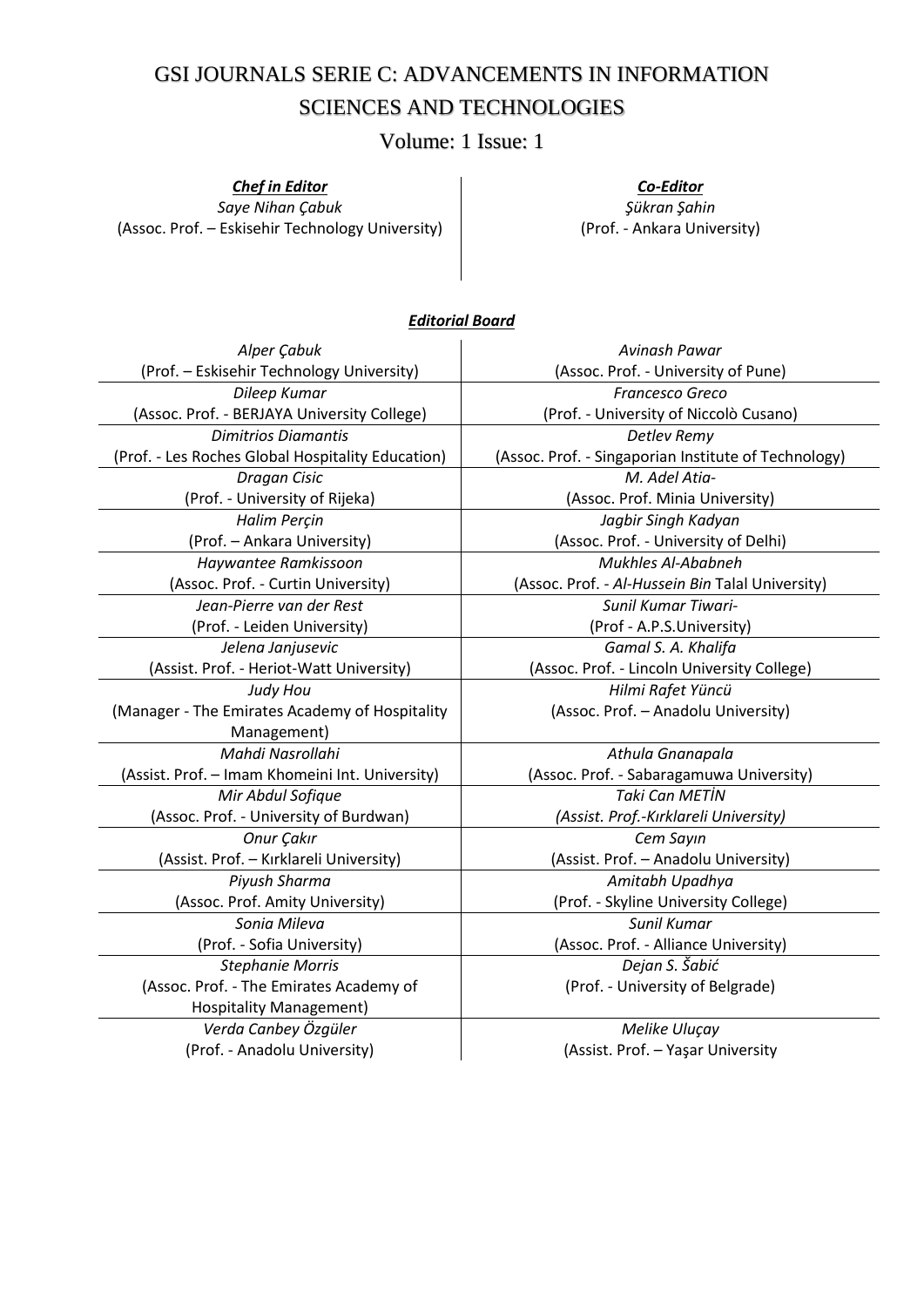# GSI JOURNALS SERIE C: ADVANCEMENTS IN INFORMATION SCIENCES AND TECHNOLOGIES

## Volume: 1 Issue: 1

| ***Chef in Editor*** | ***Co-Editor*** |
|---|---|
| *Saye Nihan Çabuk* | *Şükran Şahin* |
| (Assoc. Prof. – Eskisehir Technology University) | (Prof. - Ankara University) |

***Editorial Board***

| | |
|---|---|
| *Alper Çabuk*<br>(Prof. – Eskisehir Technology University) | *Avinash Pawar*<br>(Assoc. Prof. - University of Pune) |
| *Dileep Kumar*<br>(Assoc. Prof. - BERJAYA University College) | *Francesco Greco*<br>(Prof. - University of Niccolò Cusano) |
| *Dimitrios Diamantis*<br>(Prof. - Les Roches Global Hospitality Education) | *Detlev Remy*<br>(Assoc. Prof. - Singaporian Institute of Technology) |
| *Dragan Cisic*<br>(Prof. - University of Rijeka) | *M. Adel Atia-*<br>(Assoc. Prof. Minia University) |
| *Halim Perçin*<br>(Prof. – Ankara University) | *Jagbir Singh Kadyan*<br>(Assoc. Prof. - University of Delhi) |
| *Haywantee Ramkissoon*<br>(Assoc. Prof. - Curtin University) | *Mukhles Al-Ababneh*<br>(Assoc. Prof. - *Al-Hussein Bin* Talal University) |
| *Jean-Pierre van der Rest*<br>(Prof. - Leiden University) | *Sunil Kumar Tiwari-*<br>(Prof - A.P.S.University) |
| *Jelena Janjusevic*<br>(Assist. Prof. - Heriot-Watt University) | *Gamal S. A. Khalifa*<br>(Assoc. Prof. - Lincoln University College) |
| *Judy Hou*<br>(Manager - The Emirates Academy of Hospitality Management) | *Hilmi Rafet Yüncü*<br>(Assoc. Prof. – Anadolu University) |
| *Mahdi Nasrollahi*<br>(Assist. Prof. – Imam Khomeini Int. University) | *Athula Gnanapala*<br>(Assoc. Prof. - Sabaragamuwa University) |
| *Mir Abdul Sofique*<br>(Assoc. Prof. - University of Burdwan) | *Taki Can METİN*<br>*(Assist. Prof.-Kırklareli University)* |
| *Onur Çakır*<br>(Assist. Prof. – Kırklareli University) | *Cem Sayın*<br>(Assist. Prof. – Anadolu University) |
| *Piyush Sharma*<br>(Assoc. Prof. Amity University) | *Amitabh Upadhya*<br>(Prof. - Skyline University College) |
| *Sonia Mileva*<br>(Prof. - Sofia University) | *Sunil Kumar*<br>(Assoc. Prof. - Alliance University) |
| *Stephanie Morris*<br>(Assoc. Prof. - The Emirates Academy of Hospitality Management) | *Dejan S. Šabić*<br>(Prof. - University of Belgrade) |
| *Verda Canbey Özgüler*<br>(Prof. - Anadolu University) | *Melike Uluçay*<br>(Assist. Prof. – Yaşar University |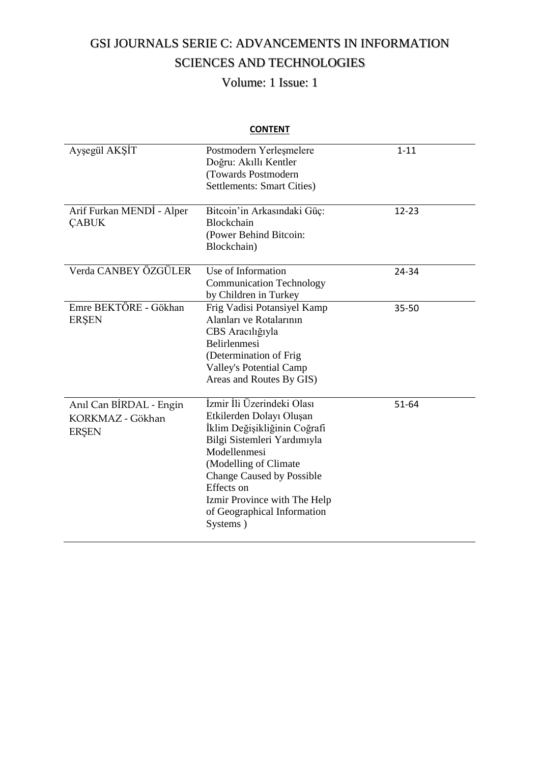# GSI JOURNALS SERIE C: ADVANCEMENTS IN INFORMATION SCIENCES AND TECHNOLOGIES

## Volume: 1 Issue: 1

**CONTENT**

| | | |
|---|---|---|
| Ayşegül AKŞİT | Postmodern Yerleşmelere Doğru: Akıllı Kentler (Towards Postmodern Settlements: Smart Cities) | 1-11 |
| Arif Furkan MENDİ - Alper ÇABUK | Bitcoin'in Arkasındaki Güç: Blockchain (Power Behind Bitcoin: Blockchain) | 12-23 |
| Verda CANBEY ÖZGÜLER | Use of Information Communication Technology by Children in Turkey | 24-34 |
| Emre BEKTÖRE - Gökhan ERŞEN | Frig Vadisi Potansiyel Kamp Alanları ve Rotalarının CBS Aracılığıyla Belirlenmesi (Determination of Frig Valley's Potential Camp Areas and Routes By GIS) | 35-50 |
| Anıl Can BİRDAL - Engin KORKMAZ - Gökhan ERŞEN | İzmir İli Üzerindeki Olası Etkilerden Dolayı Oluşan İklim Değişikliğinin Coğrafi Bilgi Sistemleri Yardımıyla Modellenmesi (Modelling of Climate Change Caused by Possible Effects on Izmir Province with The Help of Geographical Information Systems ) | 51-64 |